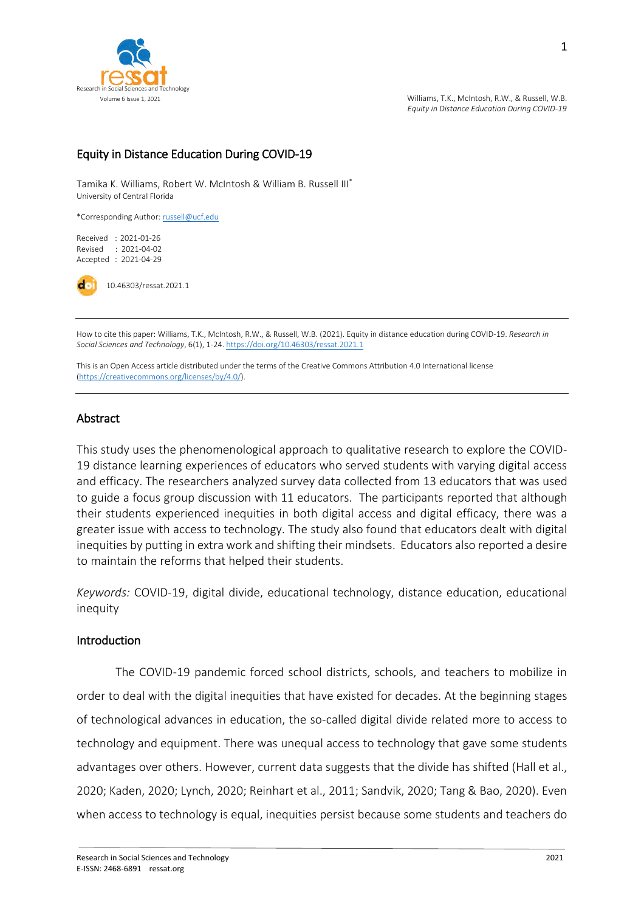# Equity in Distance Education During COVID-19

Tamika K. Williams, Robert W. McIntosh & William B. Russell III*
University of Central Florida

*Corresponding Author: russell@ucf.edu

Received : 2021-01-26
Revised : 2021-04-02
Accepted : 2021-04-29

10.46303/ressat.2021.1

How to cite this paper: Williams, T.K., McIntosh, R.W., & Russell, W.B. (2021). Equity in distance education during COVID-19. *Research in Social Sciences and Technology*, 6(1), 1-24. https://doi.org/10.46303/ressat.2021.1

This is an Open Access article distributed under the terms of the Creative Commons Attribution 4.0 International license (https://creativecommons.org/licenses/by/4.0/).

## Abstract

This study uses the phenomenological approach to qualitative research to explore the COVID-19 distance learning experiences of educators who served students with varying digital access and efficacy. The researchers analyzed survey data collected from 13 educators that was used to guide a focus group discussion with 11 educators. The participants reported that although their students experienced inequities in both digital access and digital efficacy, there was a greater issue with access to technology. The study also found that educators dealt with digital inequities by putting in extra work and shifting their mindsets. Educators also reported a desire to maintain the reforms that helped their students.

*Keywords:* COVID-19, digital divide, educational technology, distance education, educational inequity

## Introduction

The COVID-19 pandemic forced school districts, schools, and teachers to mobilize in order to deal with the digital inequities that have existed for decades. At the beginning stages of technological advances in education, the so-called digital divide related more to access to technology and equipment. There was unequal access to technology that gave some students advantages over others. However, current data suggests that the divide has shifted (Hall et al., 2020; Kaden, 2020; Lynch, 2020; Reinhart et al., 2011; Sandvik, 2020; Tang & Bao, 2020). Even when access to technology is equal, inequities persist because some students and teachers do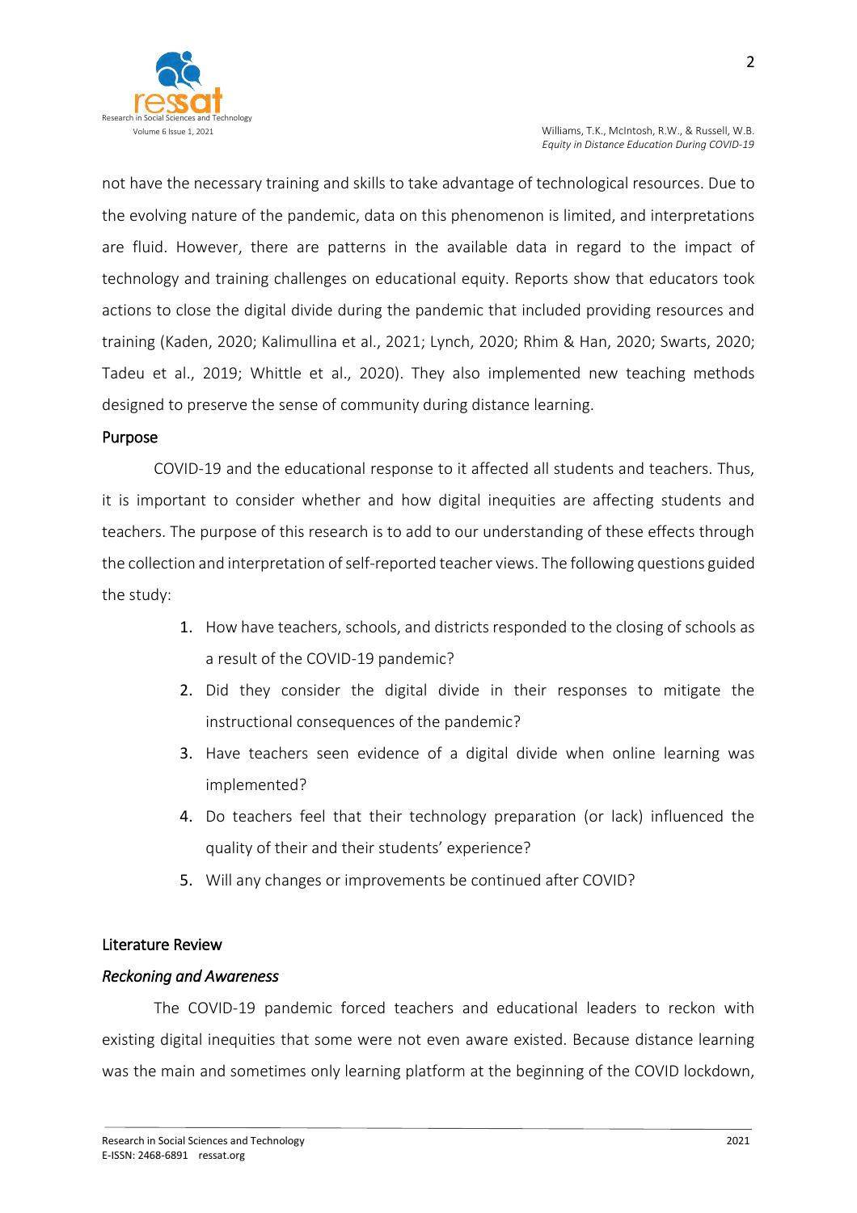not have the necessary training and skills to take advantage of technological resources. Due to the evolving nature of the pandemic, data on this phenomenon is limited, and interpretations are fluid. However, there are patterns in the available data in regard to the impact of technology and training challenges on educational equity. Reports show that educators took actions to close the digital divide during the pandemic that included providing resources and training (Kaden, 2020; Kalimullina et al., 2021; Lynch, 2020; Rhim & Han, 2020; Swarts, 2020; Tadeu et al., 2019; Whittle et al., 2020). They also implemented new teaching methods designed to preserve the sense of community during distance learning.

## Purpose

COVID-19 and the educational response to it affected all students and teachers. Thus, it is important to consider whether and how digital inequities are affecting students and teachers. The purpose of this research is to add to our understanding of these effects through the collection and interpretation of self-reported teacher views. The following questions guided the study:

1. How have teachers, schools, and districts responded to the closing of schools as a result of the COVID-19 pandemic?
2. Did they consider the digital divide in their responses to mitigate the instructional consequences of the pandemic?
3. Have teachers seen evidence of a digital divide when online learning was implemented?
4. Do teachers feel that their technology preparation (or lack) influenced the quality of their and their students' experience?
5. Will any changes or improvements be continued after COVID?

## Literature Review

### *Reckoning and Awareness*

The COVID-19 pandemic forced teachers and educational leaders to reckon with existing digital inequities that some were not even aware existed. Because distance learning was the main and sometimes only learning platform at the beginning of the COVID lockdown,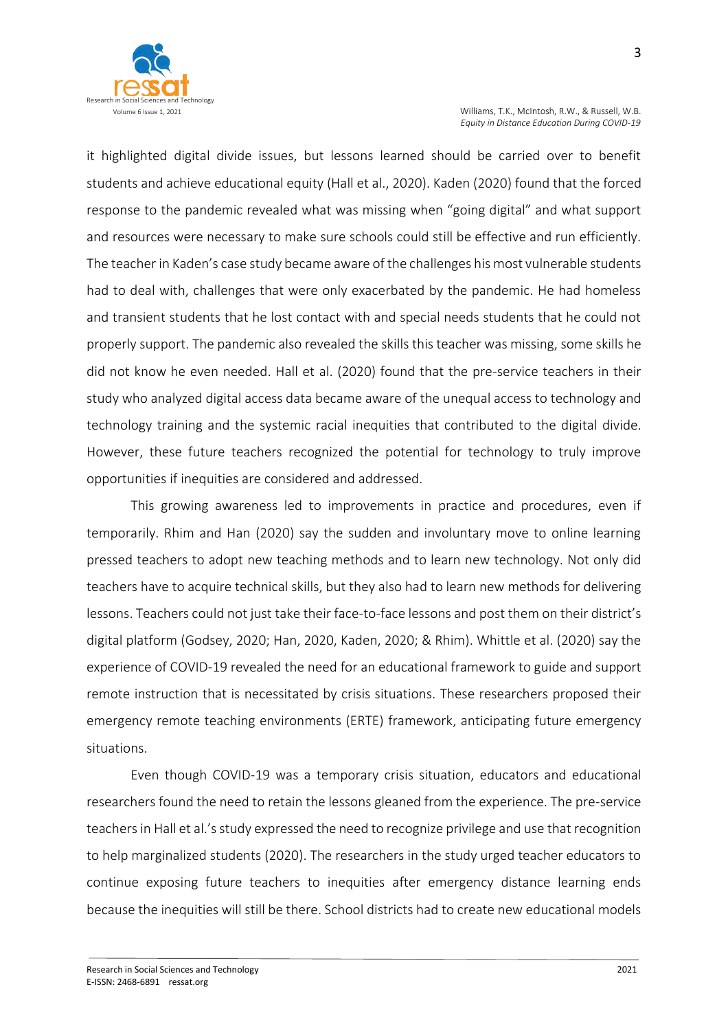it highlighted digital divide issues, but lessons learned should be carried over to benefit students and achieve educational equity (Hall et al., 2020). Kaden (2020) found that the forced response to the pandemic revealed what was missing when "going digital" and what support and resources were necessary to make sure schools could still be effective and run efficiently. The teacher in Kaden's case study became aware of the challenges his most vulnerable students had to deal with, challenges that were only exacerbated by the pandemic. He had homeless and transient students that he lost contact with and special needs students that he could not properly support. The pandemic also revealed the skills this teacher was missing, some skills he did not know he even needed. Hall et al. (2020) found that the pre-service teachers in their study who analyzed digital access data became aware of the unequal access to technology and technology training and the systemic racial inequities that contributed to the digital divide. However, these future teachers recognized the potential for technology to truly improve opportunities if inequities are considered and addressed.

This growing awareness led to improvements in practice and procedures, even if temporarily. Rhim and Han (2020) say the sudden and involuntary move to online learning pressed teachers to adopt new teaching methods and to learn new technology. Not only did teachers have to acquire technical skills, but they also had to learn new methods for delivering lessons. Teachers could not just take their face-to-face lessons and post them on their district's digital platform (Godsey, 2020; Han, 2020, Kaden, 2020; & Rhim). Whittle et al. (2020) say the experience of COVID-19 revealed the need for an educational framework to guide and support remote instruction that is necessitated by crisis situations. These researchers proposed their emergency remote teaching environments (ERTE) framework, anticipating future emergency situations.

Even though COVID-19 was a temporary crisis situation, educators and educational researchers found the need to retain the lessons gleaned from the experience. The pre-service teachers in Hall et al.'s study expressed the need to recognize privilege and use that recognition to help marginalized students (2020). The researchers in the study urged teacher educators to continue exposing future teachers to inequities after emergency distance learning ends because the inequities will still be there. School districts had to create new educational models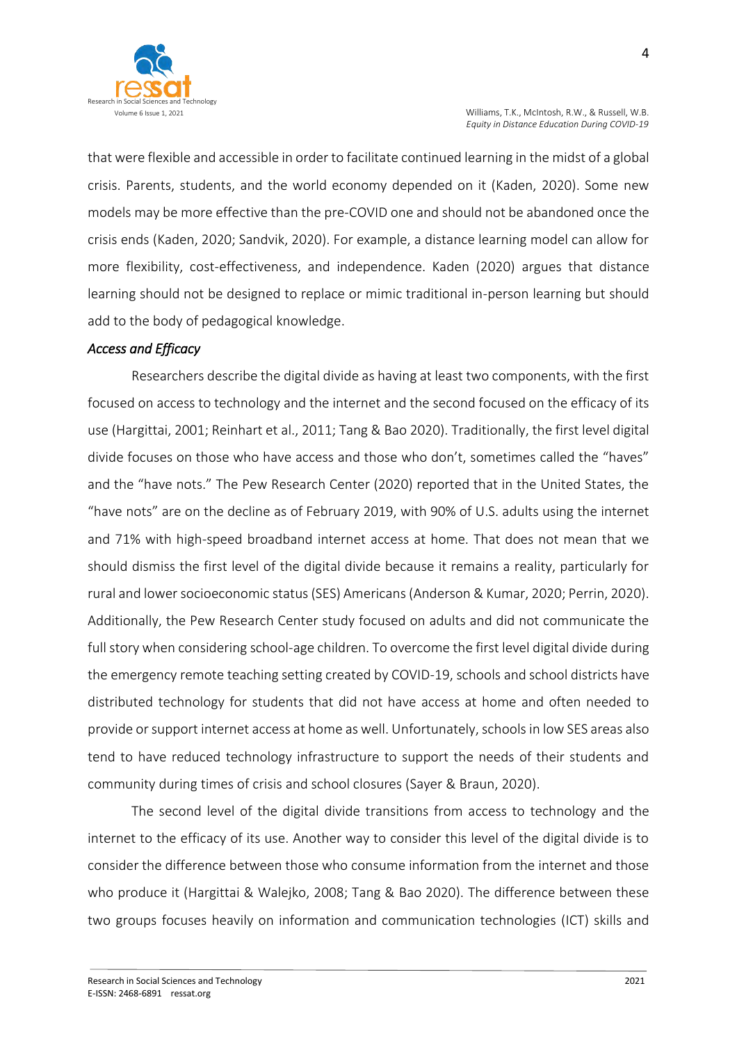that were flexible and accessible in order to facilitate continued learning in the midst of a global crisis. Parents, students, and the world economy depended on it (Kaden, 2020). Some new models may be more effective than the pre-COVID one and should not be abandoned once the crisis ends (Kaden, 2020; Sandvik, 2020). For example, a distance learning model can allow for more flexibility, cost-effectiveness, and independence. Kaden (2020) argues that distance learning should not be designed to replace or mimic traditional in-person learning but should add to the body of pedagogical knowledge.

### *Access and Efficacy*

Researchers describe the digital divide as having at least two components, with the first focused on access to technology and the internet and the second focused on the efficacy of its use (Hargittai, 2001; Reinhart et al., 2011; Tang & Bao 2020). Traditionally, the first level digital divide focuses on those who have access and those who don't, sometimes called the "haves" and the "have nots." The Pew Research Center (2020) reported that in the United States, the "have nots" are on the decline as of February 2019, with 90% of U.S. adults using the internet and 71% with high-speed broadband internet access at home. That does not mean that we should dismiss the first level of the digital divide because it remains a reality, particularly for rural and lower socioeconomic status (SES) Americans (Anderson & Kumar, 2020; Perrin, 2020). Additionally, the Pew Research Center study focused on adults and did not communicate the full story when considering school-age children. To overcome the first level digital divide during the emergency remote teaching setting created by COVID-19, schools and school districts have distributed technology for students that did not have access at home and often needed to provide or support internet access at home as well. Unfortunately, schools in low SES areas also tend to have reduced technology infrastructure to support the needs of their students and community during times of crisis and school closures (Sayer & Braun, 2020).

The second level of the digital divide transitions from access to technology and the internet to the efficacy of its use. Another way to consider this level of the digital divide is to consider the difference between those who consume information from the internet and those who produce it (Hargittai & Walejko, 2008; Tang & Bao 2020). The difference between these two groups focuses heavily on information and communication technologies (ICT) skills and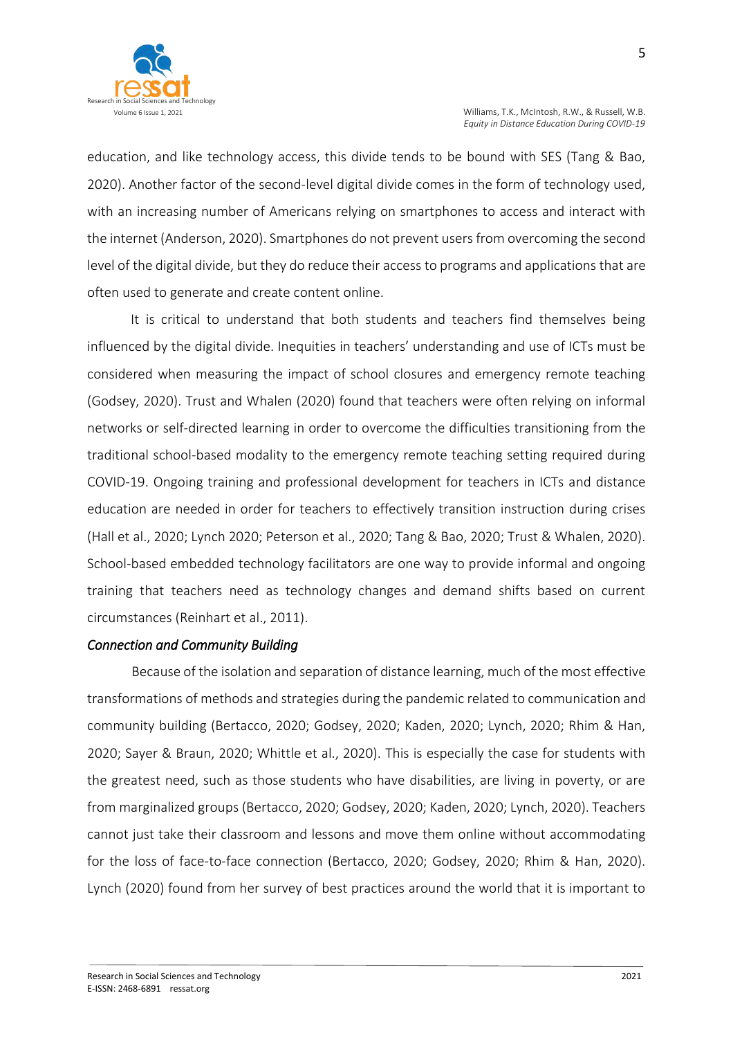education, and like technology access, this divide tends to be bound with SES (Tang & Bao, 2020). Another factor of the second-level digital divide comes in the form of technology used, with an increasing number of Americans relying on smartphones to access and interact with the internet (Anderson, 2020). Smartphones do not prevent users from overcoming the second level of the digital divide, but they do reduce their access to programs and applications that are often used to generate and create content online.

It is critical to understand that both students and teachers find themselves being influenced by the digital divide. Inequities in teachers' understanding and use of ICTs must be considered when measuring the impact of school closures and emergency remote teaching (Godsey, 2020). Trust and Whalen (2020) found that teachers were often relying on informal networks or self-directed learning in order to overcome the difficulties transitioning from the traditional school-based modality to the emergency remote teaching setting required during COVID-19. Ongoing training and professional development for teachers in ICTs and distance education are needed in order for teachers to effectively transition instruction during crises (Hall et al., 2020; Lynch 2020; Peterson et al., 2020; Tang & Bao, 2020; Trust & Whalen, 2020). School-based embedded technology facilitators are one way to provide informal and ongoing training that teachers need as technology changes and demand shifts based on current circumstances (Reinhart et al., 2011).

*Connection and Community Building*

Because of the isolation and separation of distance learning, much of the most effective transformations of methods and strategies during the pandemic related to communication and community building (Bertacco, 2020; Godsey, 2020; Kaden, 2020; Lynch, 2020; Rhim & Han, 2020; Sayer & Braun, 2020; Whittle et al., 2020). This is especially the case for students with the greatest need, such as those students who have disabilities, are living in poverty, or are from marginalized groups (Bertacco, 2020; Godsey, 2020; Kaden, 2020; Lynch, 2020). Teachers cannot just take their classroom and lessons and move them online without accommodating for the loss of face-to-face connection (Bertacco, 2020; Godsey, 2020; Rhim & Han, 2020). Lynch (2020) found from her survey of best practices around the world that it is important to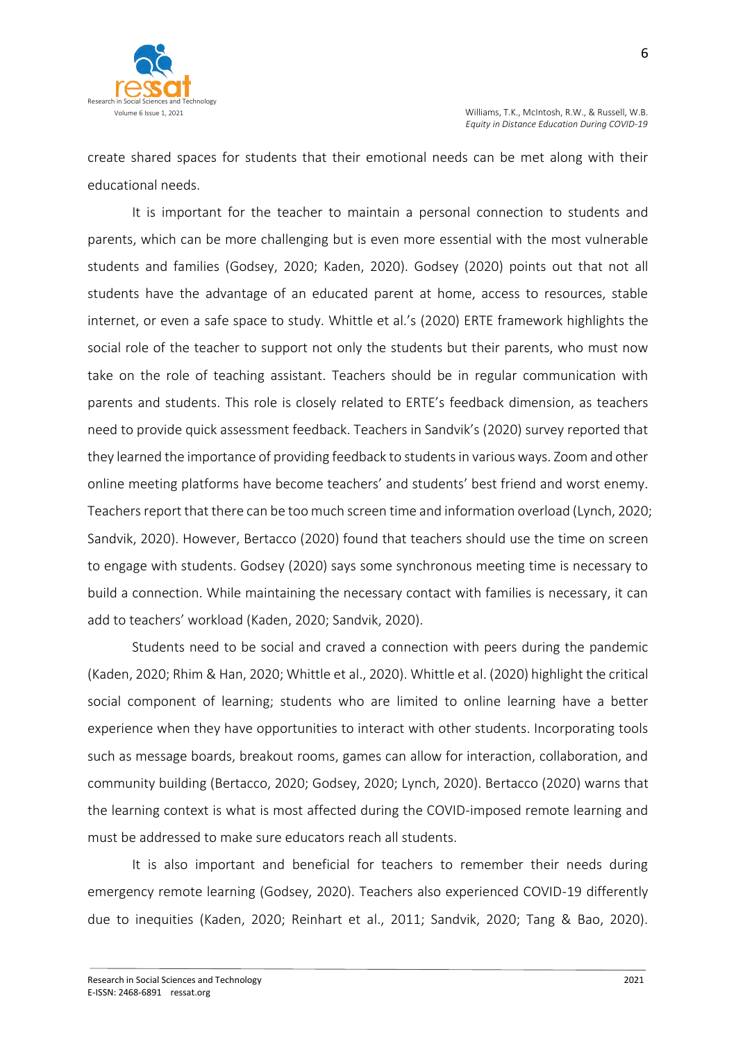create shared spaces for students that their emotional needs can be met along with their educational needs.

It is important for the teacher to maintain a personal connection to students and parents, which can be more challenging but is even more essential with the most vulnerable students and families (Godsey, 2020; Kaden, 2020). Godsey (2020) points out that not all students have the advantage of an educated parent at home, access to resources, stable internet, or even a safe space to study. Whittle et al.'s (2020) ERTE framework highlights the social role of the teacher to support not only the students but their parents, who must now take on the role of teaching assistant. Teachers should be in regular communication with parents and students. This role is closely related to ERTE's feedback dimension, as teachers need to provide quick assessment feedback. Teachers in Sandvik's (2020) survey reported that they learned the importance of providing feedback to students in various ways. Zoom and other online meeting platforms have become teachers' and students' best friend and worst enemy. Teachers report that there can be too much screen time and information overload (Lynch, 2020; Sandvik, 2020). However, Bertacco (2020) found that teachers should use the time on screen to engage with students. Godsey (2020) says some synchronous meeting time is necessary to build a connection. While maintaining the necessary contact with families is necessary, it can add to teachers' workload (Kaden, 2020; Sandvik, 2020).

Students need to be social and craved a connection with peers during the pandemic (Kaden, 2020; Rhim & Han, 2020; Whittle et al., 2020). Whittle et al. (2020) highlight the critical social component of learning; students who are limited to online learning have a better experience when they have opportunities to interact with other students. Incorporating tools such as message boards, breakout rooms, games can allow for interaction, collaboration, and community building (Bertacco, 2020; Godsey, 2020; Lynch, 2020). Bertacco (2020) warns that the learning context is what is most affected during the COVID-imposed remote learning and must be addressed to make sure educators reach all students.

It is also important and beneficial for teachers to remember their needs during emergency remote learning (Godsey, 2020). Teachers also experienced COVID-19 differently due to inequities (Kaden, 2020; Reinhart et al., 2011; Sandvik, 2020; Tang & Bao, 2020).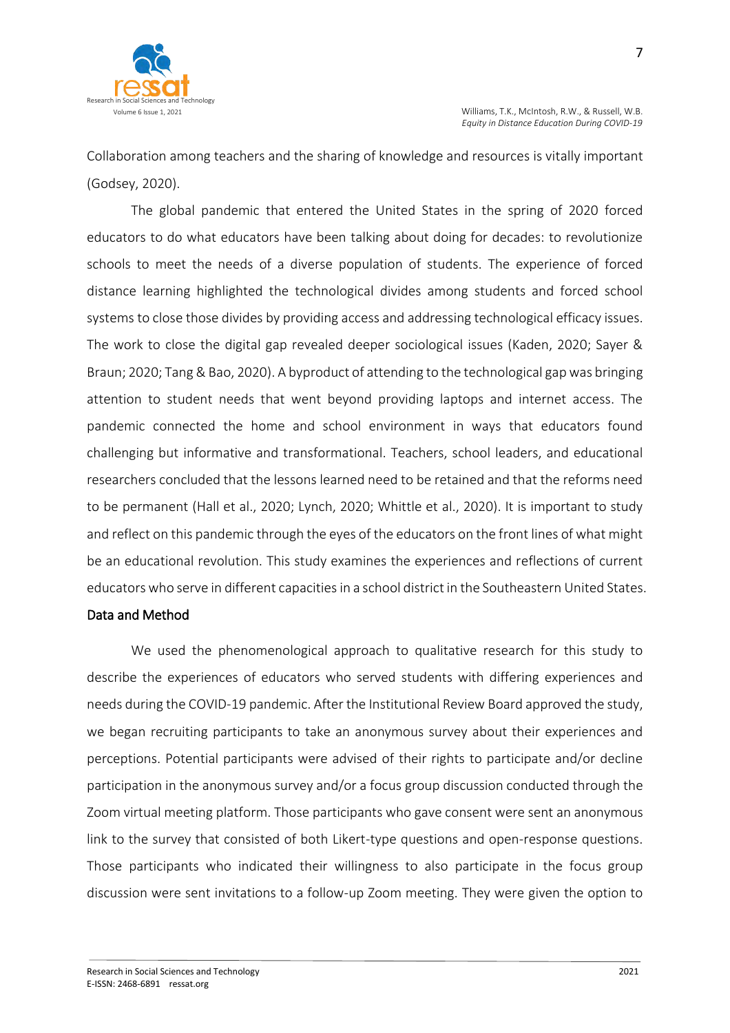Collaboration among teachers and the sharing of knowledge and resources is vitally important (Godsey, 2020).

The global pandemic that entered the United States in the spring of 2020 forced educators to do what educators have been talking about doing for decades: to revolutionize schools to meet the needs of a diverse population of students. The experience of forced distance learning highlighted the technological divides among students and forced school systems to close those divides by providing access and addressing technological efficacy issues. The work to close the digital gap revealed deeper sociological issues (Kaden, 2020; Sayer & Braun; 2020; Tang & Bao, 2020). A byproduct of attending to the technological gap was bringing attention to student needs that went beyond providing laptops and internet access. The pandemic connected the home and school environment in ways that educators found challenging but informative and transformational. Teachers, school leaders, and educational researchers concluded that the lessons learned need to be retained and that the reforms need to be permanent (Hall et al., 2020; Lynch, 2020; Whittle et al., 2020). It is important to study and reflect on this pandemic through the eyes of the educators on the front lines of what might be an educational revolution. This study examines the experiences and reflections of current educators who serve in different capacities in a school district in the Southeastern United States.

## Data and Method

We used the phenomenological approach to qualitative research for this study to describe the experiences of educators who served students with differing experiences and needs during the COVID-19 pandemic. After the Institutional Review Board approved the study, we began recruiting participants to take an anonymous survey about their experiences and perceptions. Potential participants were advised of their rights to participate and/or decline participation in the anonymous survey and/or a focus group discussion conducted through the Zoom virtual meeting platform. Those participants who gave consent were sent an anonymous link to the survey that consisted of both Likert-type questions and open-response questions. Those participants who indicated their willingness to also participate in the focus group discussion were sent invitations to a follow-up Zoom meeting. They were given the option to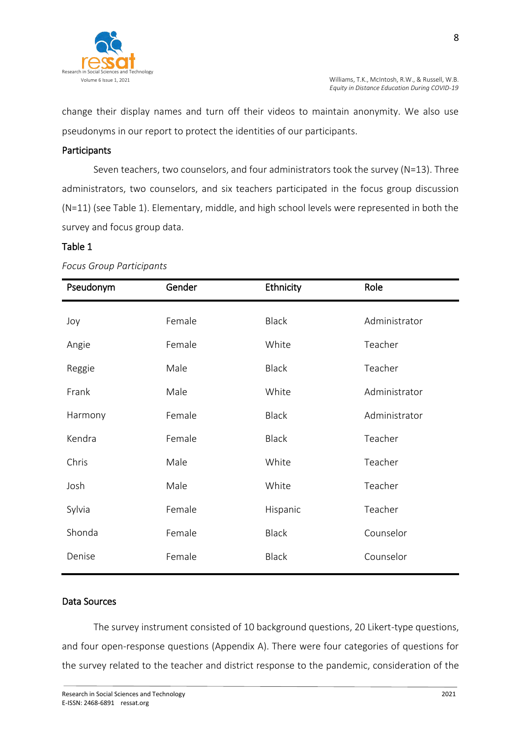change their display names and turn off their videos to maintain anonymity. We also use pseudonyms in our report to protect the identities of our participants.

## Participants

Seven teachers, two counselors, and four administrators took the survey (N=13). Three administrators, two counselors, and six teachers participated in the focus group discussion (N=11) (see Table 1). Elementary, middle, and high school levels were represented in both the survey and focus group data.

**Table 1**

*Focus Group Participants*

| Pseudonym | Gender | Ethnicity | Role |
|---|---|---|---|
| Joy | Female | Black | Administrator |
| Angie | Female | White | Teacher |
| Reggie | Male | Black | Teacher |
| Frank | Male | White | Administrator |
| Harmony | Female | Black | Administrator |
| Kendra | Female | Black | Teacher |
| Chris | Male | White | Teacher |
| Josh | Male | White | Teacher |
| Sylvia | Female | Hispanic | Teacher |
| Shonda | Female | Black | Counselor |
| Denise | Female | Black | Counselor |

## Data Sources

The survey instrument consisted of 10 background questions, 20 Likert-type questions, and four open-response questions (Appendix A). There were four categories of questions for the survey related to the teacher and district response to the pandemic, consideration of the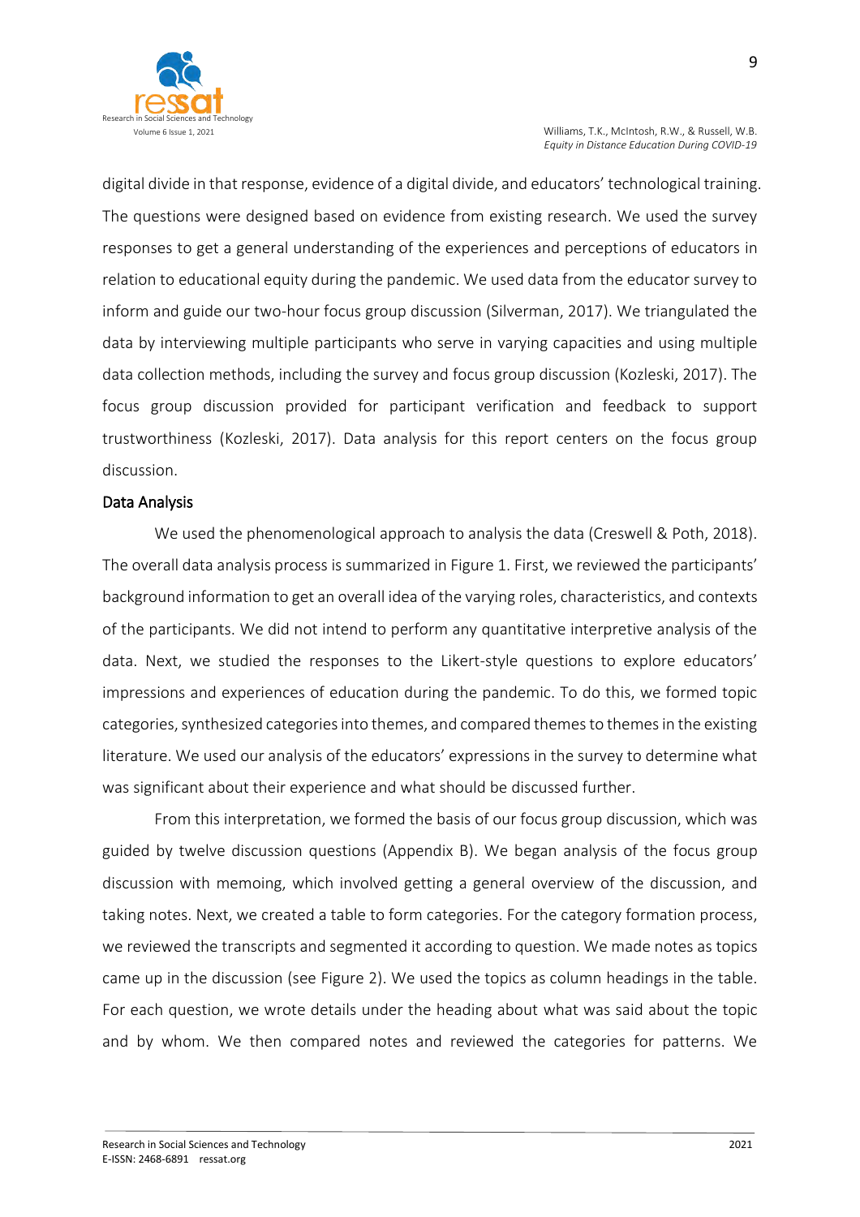digital divide in that response, evidence of a digital divide, and educators' technological training. The questions were designed based on evidence from existing research. We used the survey responses to get a general understanding of the experiences and perceptions of educators in relation to educational equity during the pandemic. We used data from the educator survey to inform and guide our two-hour focus group discussion (Silverman, 2017). We triangulated the data by interviewing multiple participants who serve in varying capacities and using multiple data collection methods, including the survey and focus group discussion (Kozleski, 2017). The focus group discussion provided for participant verification and feedback to support trustworthiness (Kozleski, 2017). Data analysis for this report centers on the focus group discussion.

### Data Analysis

We used the phenomenological approach to analysis the data (Creswell & Poth, 2018). The overall data analysis process is summarized in Figure 1. First, we reviewed the participants' background information to get an overall idea of the varying roles, characteristics, and contexts of the participants. We did not intend to perform any quantitative interpretive analysis of the data. Next, we studied the responses to the Likert-style questions to explore educators' impressions and experiences of education during the pandemic. To do this, we formed topic categories, synthesized categories into themes, and compared themes to themes in the existing literature. We used our analysis of the educators' expressions in the survey to determine what was significant about their experience and what should be discussed further.

From this interpretation, we formed the basis of our focus group discussion, which was guided by twelve discussion questions (Appendix B). We began analysis of the focus group discussion with memoing, which involved getting a general overview of the discussion, and taking notes. Next, we created a table to form categories. For the category formation process, we reviewed the transcripts and segmented it according to question. We made notes as topics came up in the discussion (see Figure 2). We used the topics as column headings in the table. For each question, we wrote details under the heading about what was said about the topic and by whom. We then compared notes and reviewed the categories for patterns. We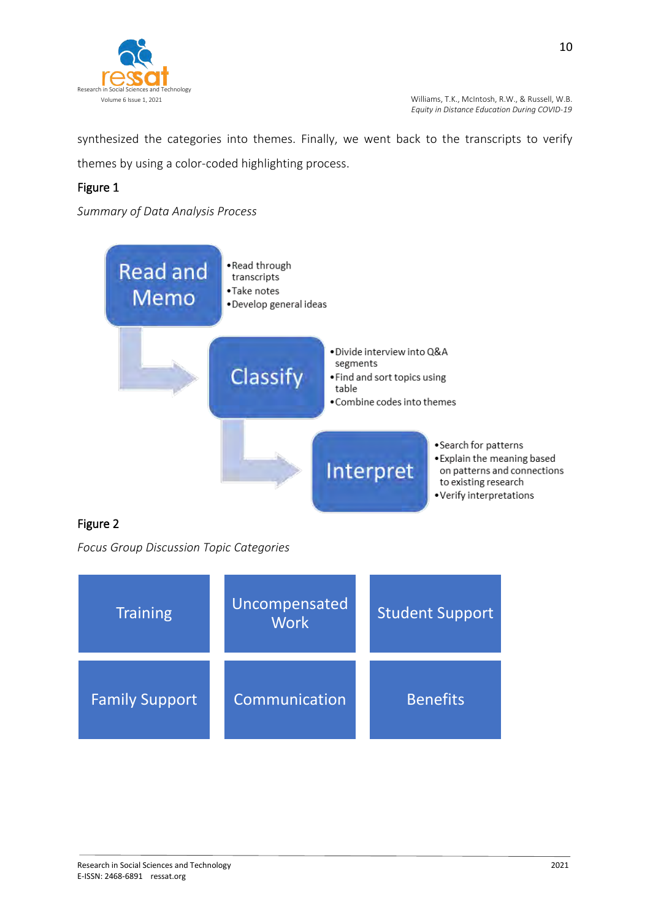synthesized the categories into themes. Finally, we went back to the transcripts to verify themes by using a color-coded highlighting process.

Figure 1

*Summary of Data Analysis Process*

**Read and Memo**
- Read through transcripts
- Take notes
- Develop general ideas

**Classify**
- Divide interview into Q&A segments
- Find and sort topics using table
- Combine codes into themes

**Interpret**
- Search for patterns
- Explain the meaning based on patterns and connections to existing research
- Verify interpretations

Figure 2

*Focus Group Discussion Topic Categories*

| | | |
|---|---|---|
| Training | Uncompensated Work | Student Support |
| Family Support | Communication | Benefits |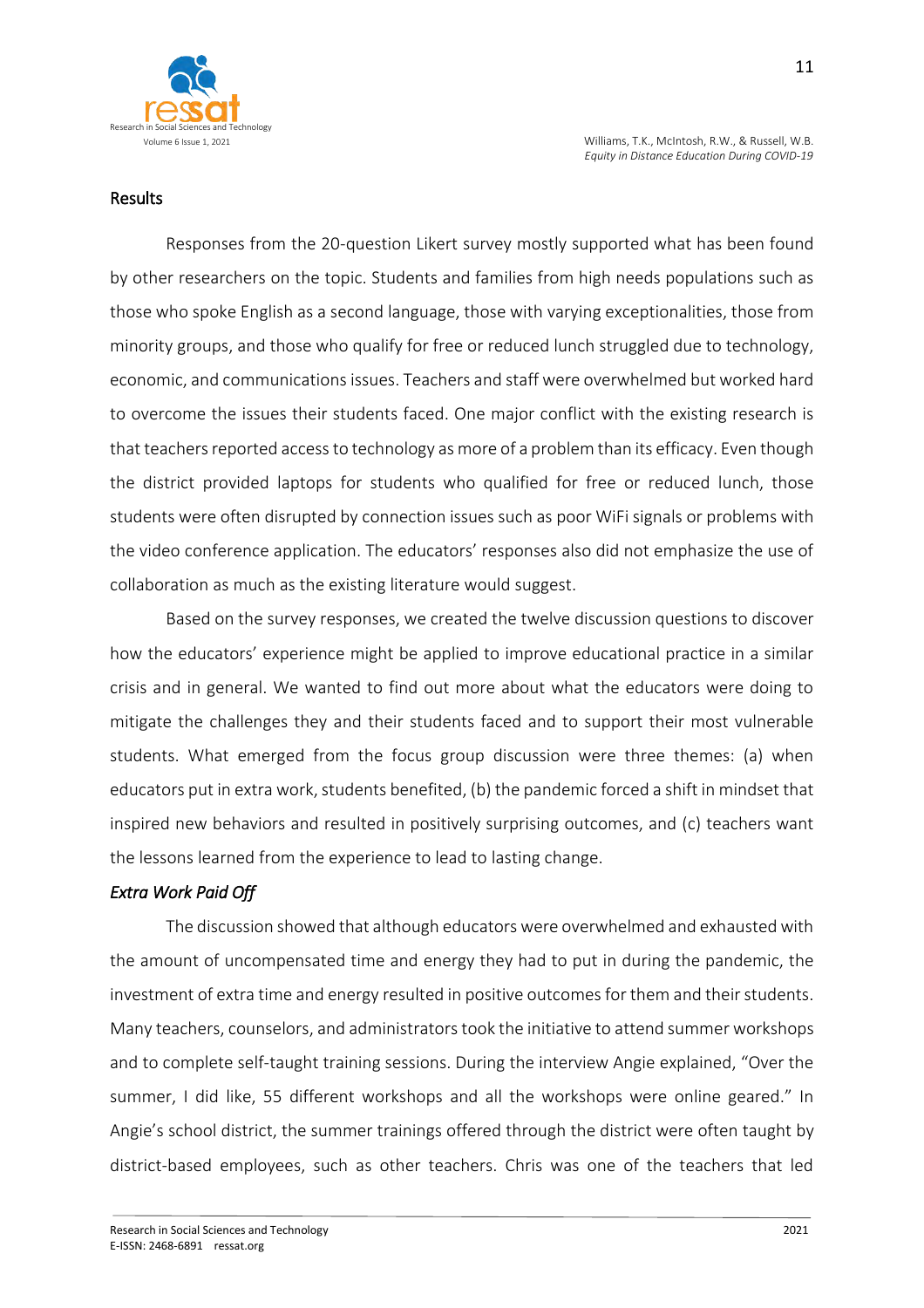## Results

Responses from the 20-question Likert survey mostly supported what has been found by other researchers on the topic. Students and families from high needs populations such as those who spoke English as a second language, those with varying exceptionalities, those from minority groups, and those who qualify for free or reduced lunch struggled due to technology, economic, and communications issues. Teachers and staff were overwhelmed but worked hard to overcome the issues their students faced. One major conflict with the existing research is that teachers reported access to technology as more of a problem than its efficacy. Even though the district provided laptops for students who qualified for free or reduced lunch, those students were often disrupted by connection issues such as poor WiFi signals or problems with the video conference application. The educators' responses also did not emphasize the use of collaboration as much as the existing literature would suggest.

Based on the survey responses, we created the twelve discussion questions to discover how the educators' experience might be applied to improve educational practice in a similar crisis and in general. We wanted to find out more about what the educators were doing to mitigate the challenges they and their students faced and to support their most vulnerable students. What emerged from the focus group discussion were three themes: (a) when educators put in extra work, students benefited, (b) the pandemic forced a shift in mindset that inspired new behaviors and resulted in positively surprising outcomes, and (c) teachers want the lessons learned from the experience to lead to lasting change.

### *Extra Work Paid Off*

The discussion showed that although educators were overwhelmed and exhausted with the amount of uncompensated time and energy they had to put in during the pandemic, the investment of extra time and energy resulted in positive outcomes for them and their students. Many teachers, counselors, and administrators took the initiative to attend summer workshops and to complete self-taught training sessions. During the interview Angie explained, "Over the summer, I did like, 55 different workshops and all the workshops were online geared." In Angie's school district, the summer trainings offered through the district were often taught by district-based employees, such as other teachers. Chris was one of the teachers that led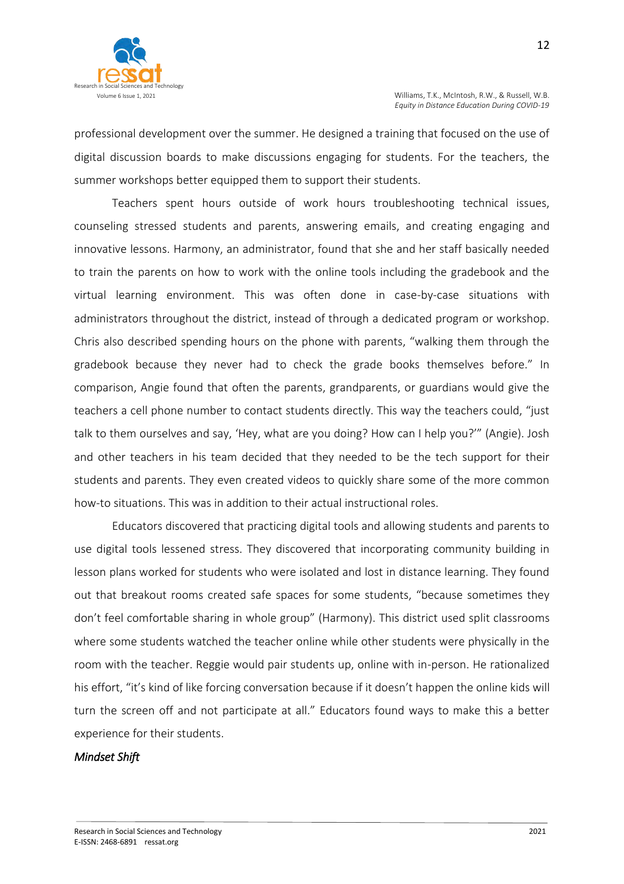professional development over the summer. He designed a training that focused on the use of digital discussion boards to make discussions engaging for students. For the teachers, the summer workshops better equipped them to support their students.

Teachers spent hours outside of work hours troubleshooting technical issues, counseling stressed students and parents, answering emails, and creating engaging and innovative lessons. Harmony, an administrator, found that she and her staff basically needed to train the parents on how to work with the online tools including the gradebook and the virtual learning environment. This was often done in case-by-case situations with administrators throughout the district, instead of through a dedicated program or workshop. Chris also described spending hours on the phone with parents, "walking them through the gradebook because they never had to check the grade books themselves before." In comparison, Angie found that often the parents, grandparents, or guardians would give the teachers a cell phone number to contact students directly. This way the teachers could, "just talk to them ourselves and say, 'Hey, what are you doing? How can I help you?'" (Angie). Josh and other teachers in his team decided that they needed to be the tech support for their students and parents. They even created videos to quickly share some of the more common how-to situations. This was in addition to their actual instructional roles.

Educators discovered that practicing digital tools and allowing students and parents to use digital tools lessened stress. They discovered that incorporating community building in lesson plans worked for students who were isolated and lost in distance learning. They found out that breakout rooms created safe spaces for some students, "because sometimes they don't feel comfortable sharing in whole group" (Harmony). This district used split classrooms where some students watched the teacher online while other students were physically in the room with the teacher. Reggie would pair students up, online with in-person. He rationalized his effort, "it's kind of like forcing conversation because if it doesn't happen the online kids will turn the screen off and not participate at all." Educators found ways to make this a better experience for their students.

### *Mindset Shift*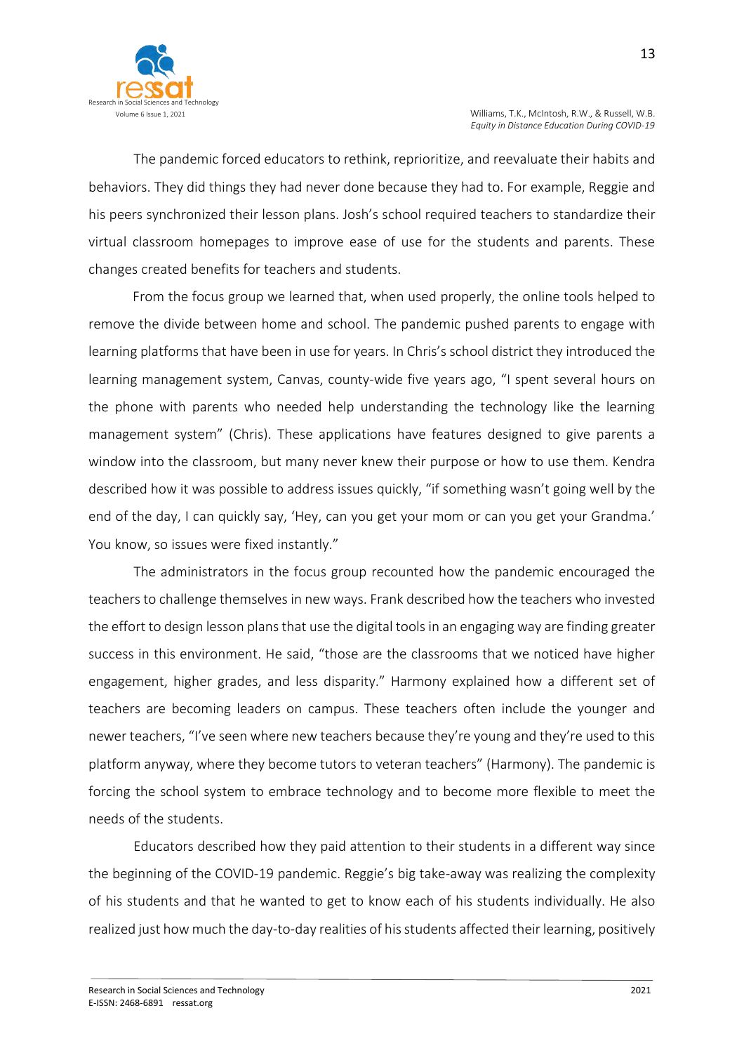The pandemic forced educators to rethink, reprioritize, and reevaluate their habits and behaviors. They did things they had never done because they had to. For example, Reggie and his peers synchronized their lesson plans. Josh's school required teachers to standardize their virtual classroom homepages to improve ease of use for the students and parents. These changes created benefits for teachers and students.

From the focus group we learned that, when used properly, the online tools helped to remove the divide between home and school. The pandemic pushed parents to engage with learning platforms that have been in use for years. In Chris's school district they introduced the learning management system, Canvas, county-wide five years ago, "I spent several hours on the phone with parents who needed help understanding the technology like the learning management system" (Chris). These applications have features designed to give parents a window into the classroom, but many never knew their purpose or how to use them. Kendra described how it was possible to address issues quickly, "if something wasn't going well by the end of the day, I can quickly say, 'Hey, can you get your mom or can you get your Grandma.' You know, so issues were fixed instantly."

The administrators in the focus group recounted how the pandemic encouraged the teachers to challenge themselves in new ways. Frank described how the teachers who invested the effort to design lesson plans that use the digital tools in an engaging way are finding greater success in this environment. He said, "those are the classrooms that we noticed have higher engagement, higher grades, and less disparity." Harmony explained how a different set of teachers are becoming leaders on campus. These teachers often include the younger and newer teachers, "I've seen where new teachers because they're young and they're used to this platform anyway, where they become tutors to veteran teachers" (Harmony). The pandemic is forcing the school system to embrace technology and to become more flexible to meet the needs of the students.

Educators described how they paid attention to their students in a different way since the beginning of the COVID-19 pandemic. Reggie's big take-away was realizing the complexity of his students and that he wanted to get to know each of his students individually. He also realized just how much the day-to-day realities of his students affected their learning, positively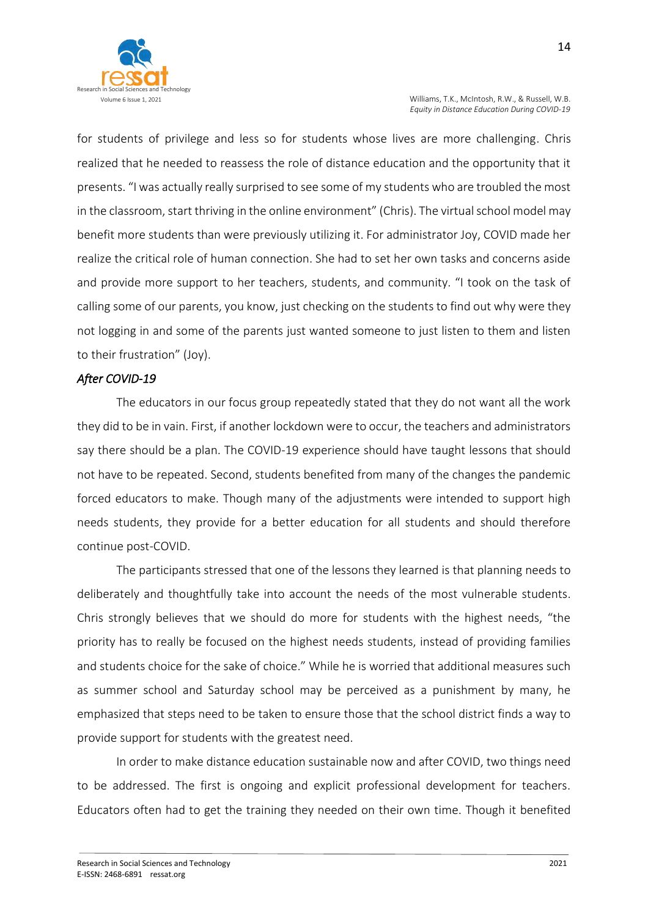for students of privilege and less so for students whose lives are more challenging. Chris realized that he needed to reassess the role of distance education and the opportunity that it presents. "I was actually really surprised to see some of my students who are troubled the most in the classroom, start thriving in the online environment" (Chris). The virtual school model may benefit more students than were previously utilizing it. For administrator Joy, COVID made her realize the critical role of human connection. She had to set her own tasks and concerns aside and provide more support to her teachers, students, and community. "I took on the task of calling some of our parents, you know, just checking on the students to find out why were they not logging in and some of the parents just wanted someone to just listen to them and listen to their frustration" (Joy).

### *After COVID-19*

The educators in our focus group repeatedly stated that they do not want all the work they did to be in vain. First, if another lockdown were to occur, the teachers and administrators say there should be a plan. The COVID-19 experience should have taught lessons that should not have to be repeated. Second, students benefited from many of the changes the pandemic forced educators to make. Though many of the adjustments were intended to support high needs students, they provide for a better education for all students and should therefore continue post-COVID.

The participants stressed that one of the lessons they learned is that planning needs to deliberately and thoughtfully take into account the needs of the most vulnerable students. Chris strongly believes that we should do more for students with the highest needs, "the priority has to really be focused on the highest needs students, instead of providing families and students choice for the sake of choice." While he is worried that additional measures such as summer school and Saturday school may be perceived as a punishment by many, he emphasized that steps need to be taken to ensure those that the school district finds a way to provide support for students with the greatest need.

In order to make distance education sustainable now and after COVID, two things need to be addressed. The first is ongoing and explicit professional development for teachers. Educators often had to get the training they needed on their own time. Though it benefited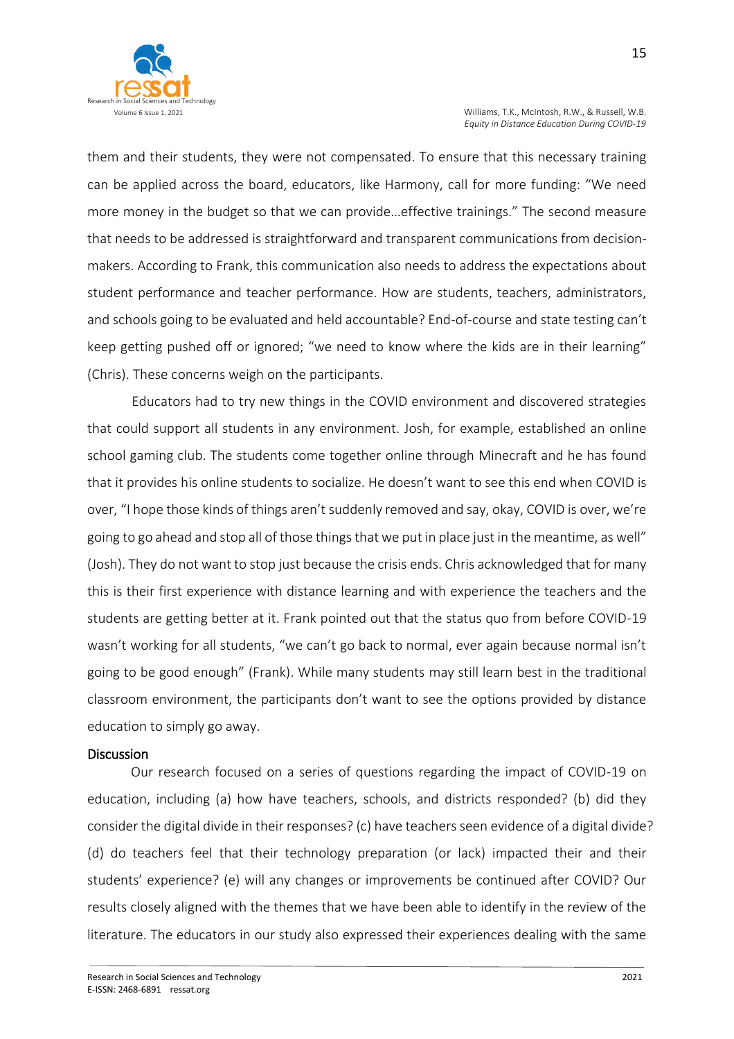them and their students, they were not compensated. To ensure that this necessary training can be applied across the board, educators, like Harmony, call for more funding: "We need more money in the budget so that we can provide…effective trainings." The second measure that needs to be addressed is straightforward and transparent communications from decision-makers. According to Frank, this communication also needs to address the expectations about student performance and teacher performance. How are students, teachers, administrators, and schools going to be evaluated and held accountable? End-of-course and state testing can't keep getting pushed off or ignored; "we need to know where the kids are in their learning" (Chris). These concerns weigh on the participants.

Educators had to try new things in the COVID environment and discovered strategies that could support all students in any environment. Josh, for example, established an online school gaming club. The students come together online through Minecraft and he has found that it provides his online students to socialize. He doesn't want to see this end when COVID is over, "I hope those kinds of things aren't suddenly removed and say, okay, COVID is over, we're going to go ahead and stop all of those things that we put in place just in the meantime, as well" (Josh). They do not want to stop just because the crisis ends. Chris acknowledged that for many this is their first experience with distance learning and with experience the teachers and the students are getting better at it. Frank pointed out that the status quo from before COVID-19 wasn't working for all students, "we can't go back to normal, ever again because normal isn't going to be good enough" (Frank). While many students may still learn best in the traditional classroom environment, the participants don't want to see the options provided by distance education to simply go away.

## Discussion

Our research focused on a series of questions regarding the impact of COVID-19 on education, including (a) how have teachers, schools, and districts responded? (b) did they consider the digital divide in their responses? (c) have teachers seen evidence of a digital divide? (d) do teachers feel that their technology preparation (or lack) impacted their and their students' experience? (e) will any changes or improvements be continued after COVID? Our results closely aligned with the themes that we have been able to identify in the review of the literature. The educators in our study also expressed their experiences dealing with the same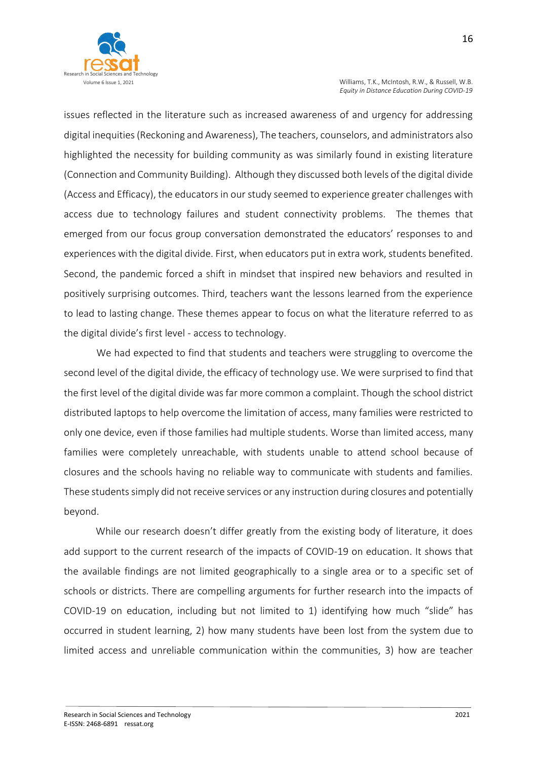issues reflected in the literature such as increased awareness of and urgency for addressing digital inequities (Reckoning and Awareness), The teachers, counselors, and administrators also highlighted the necessity for building community as was similarly found in existing literature (Connection and Community Building). Although they discussed both levels of the digital divide (Access and Efficacy), the educators in our study seemed to experience greater challenges with access due to technology failures and student connectivity problems. The themes that emerged from our focus group conversation demonstrated the educators' responses to and experiences with the digital divide. First, when educators put in extra work, students benefited. Second, the pandemic forced a shift in mindset that inspired new behaviors and resulted in positively surprising outcomes. Third, teachers want the lessons learned from the experience to lead to lasting change. These themes appear to focus on what the literature referred to as the digital divide's first level - access to technology.

We had expected to find that students and teachers were struggling to overcome the second level of the digital divide, the efficacy of technology use. We were surprised to find that the first level of the digital divide was far more common a complaint. Though the school district distributed laptops to help overcome the limitation of access, many families were restricted to only one device, even if those families had multiple students. Worse than limited access, many families were completely unreachable, with students unable to attend school because of closures and the schools having no reliable way to communicate with students and families. These students simply did not receive services or any instruction during closures and potentially beyond.

While our research doesn't differ greatly from the existing body of literature, it does add support to the current research of the impacts of COVID-19 on education. It shows that the available findings are not limited geographically to a single area or to a specific set of schools or districts. There are compelling arguments for further research into the impacts of COVID-19 on education, including but not limited to 1) identifying how much "slide" has occurred in student learning, 2) how many students have been lost from the system due to limited access and unreliable communication within the communities, 3) how are teacher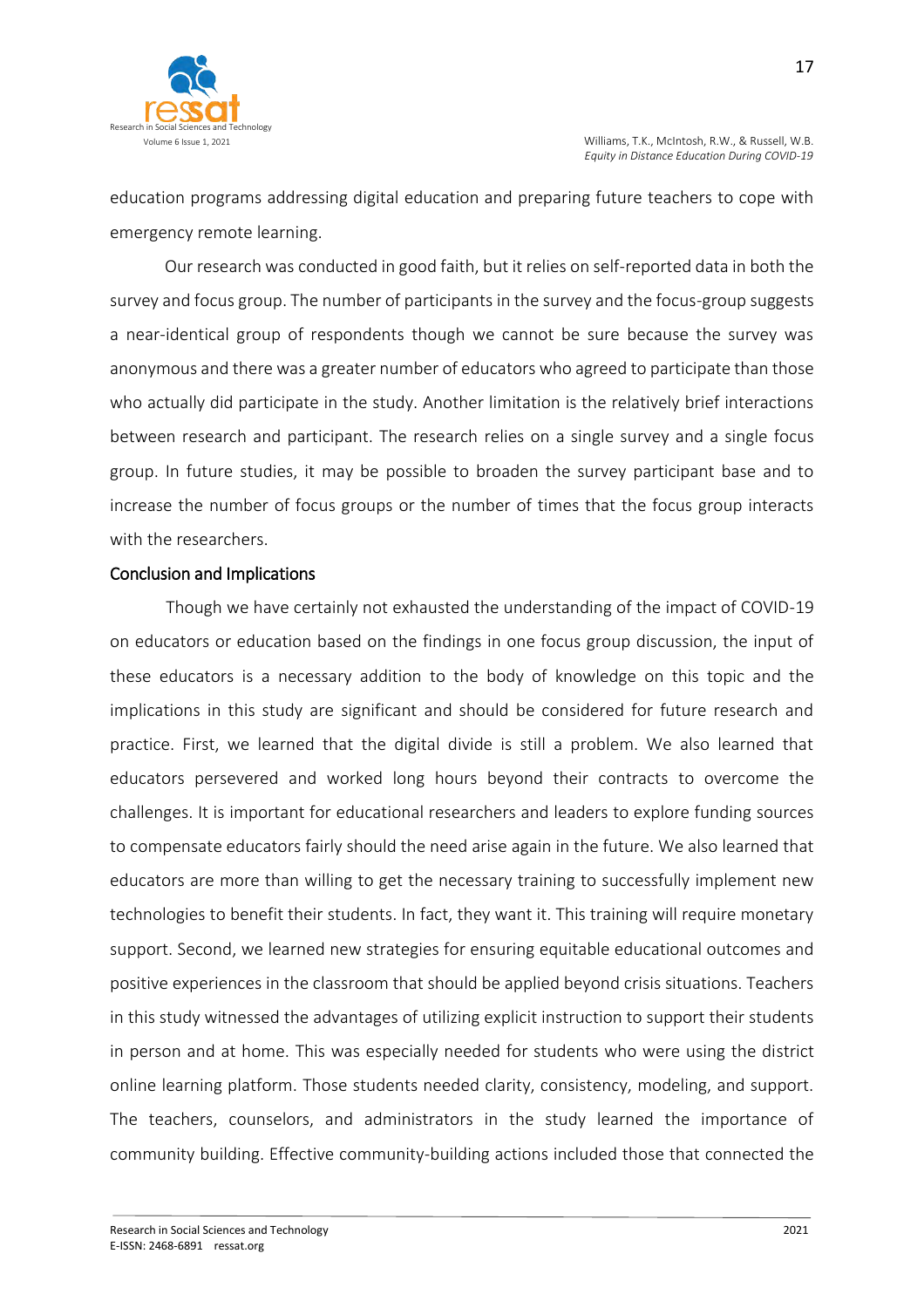education programs addressing digital education and preparing future teachers to cope with emergency remote learning.

Our research was conducted in good faith, but it relies on self-reported data in both the survey and focus group. The number of participants in the survey and the focus-group suggests a near-identical group of respondents though we cannot be sure because the survey was anonymous and there was a greater number of educators who agreed to participate than those who actually did participate in the study. Another limitation is the relatively brief interactions between research and participant. The research relies on a single survey and a single focus group. In future studies, it may be possible to broaden the survey participant base and to increase the number of focus groups or the number of times that the focus group interacts with the researchers.

## Conclusion and Implications

Though we have certainly not exhausted the understanding of the impact of COVID-19 on educators or education based on the findings in one focus group discussion, the input of these educators is a necessary addition to the body of knowledge on this topic and the implications in this study are significant and should be considered for future research and practice. First, we learned that the digital divide is still a problem. We also learned that educators persevered and worked long hours beyond their contracts to overcome the challenges. It is important for educational researchers and leaders to explore funding sources to compensate educators fairly should the need arise again in the future. We also learned that educators are more than willing to get the necessary training to successfully implement new technologies to benefit their students. In fact, they want it. This training will require monetary support. Second, we learned new strategies for ensuring equitable educational outcomes and positive experiences in the classroom that should be applied beyond crisis situations. Teachers in this study witnessed the advantages of utilizing explicit instruction to support their students in person and at home. This was especially needed for students who were using the district online learning platform. Those students needed clarity, consistency, modeling, and support. The teachers, counselors, and administrators in the study learned the importance of community building. Effective community-building actions included those that connected the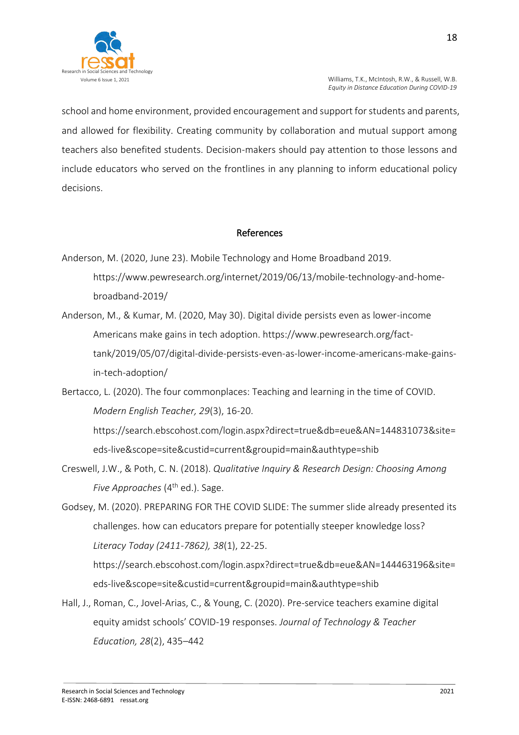school and home environment, provided encouragement and support for students and parents, and allowed for flexibility. Creating community by collaboration and mutual support among teachers also benefited students. Decision-makers should pay attention to those lessons and include educators who served on the frontlines in any planning to inform educational policy decisions.

## References

Anderson, M. (2020, June 23). Mobile Technology and Home Broadband 2019. https://www.pewresearch.org/internet/2019/06/13/mobile-technology-and-home-broadband-2019/

Anderson, M., & Kumar, M. (2020, May 30). Digital divide persists even as lower-income Americans make gains in tech adoption. https://www.pewresearch.org/fact-tank/2019/05/07/digital-divide-persists-even-as-lower-income-americans-make-gains-in-tech-adoption/

Bertacco, L. (2020). The four commonplaces: Teaching and learning in the time of COVID. *Modern English Teacher, 29*(3), 16-20. https://search.ebscohost.com/login.aspx?direct=true&db=eue&AN=144831073&site=eds-live&scope=site&custid=current&groupid=main&authtype=shib

Creswell, J.W., & Poth, C. N. (2018). *Qualitative Inquiry & Research Design: Choosing Among Five Approaches* (4th ed.). Sage.

Godsey, M. (2020). PREPARING FOR THE COVID SLIDE: The summer slide already presented its challenges. how can educators prepare for potentially steeper knowledge loss? *Literacy Today (2411-7862), 38*(1), 22-25. https://search.ebscohost.com/login.aspx?direct=true&db=eue&AN=144463196&site=eds-live&scope=site&custid=current&groupid=main&authtype=shib

Hall, J., Roman, C., Jovel-Arias, C., & Young, C. (2020). Pre-service teachers examine digital equity amidst schools' COVID-19 responses. *Journal of Technology & Teacher Education, 28*(2), 435–442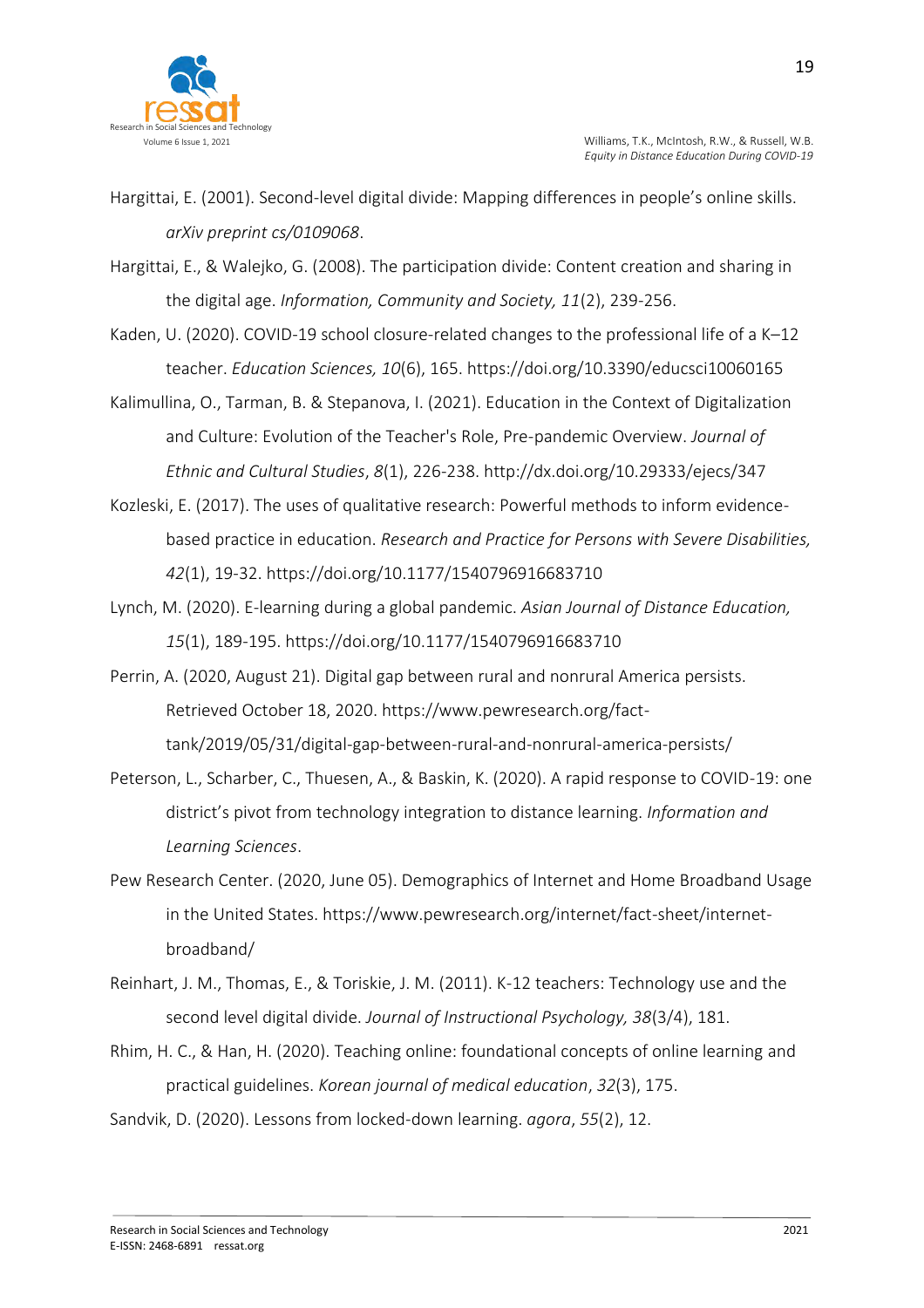Hargittai, E. (2001). Second-level digital divide: Mapping differences in people's online skills. *arXiv preprint cs/0109068*.

Hargittai, E., & Walejko, G. (2008). The participation divide: Content creation and sharing in the digital age. *Information, Community and Society, 11*(2), 239-256.

Kaden, U. (2020). COVID-19 school closure-related changes to the professional life of a K–12 teacher. *Education Sciences, 10*(6), 165. https://doi.org/10.3390/educsci10060165

Kalimullina, O., Tarman, B. & Stepanova, I. (2021). Education in the Context of Digitalization and Culture: Evolution of the Teacher's Role, Pre-pandemic Overview. *Journal of Ethnic and Cultural Studies*, *8*(1), 226-238. http://dx.doi.org/10.29333/ejecs/347

Kozleski, E. (2017). The uses of qualitative research: Powerful methods to inform evidence-based practice in education. *Research and Practice for Persons with Severe Disabilities, 42*(1), 19-32. https://doi.org/10.1177/1540796916683710

Lynch, M. (2020). E-learning during a global pandemic. *Asian Journal of Distance Education, 15*(1), 189-195. https://doi.org/10.1177/1540796916683710

Perrin, A. (2020, August 21). Digital gap between rural and nonrural America persists. Retrieved October 18, 2020. https://www.pewresearch.org/fact-tank/2019/05/31/digital-gap-between-rural-and-nonrural-america-persists/

Peterson, L., Scharber, C., Thuesen, A., & Baskin, K. (2020). A rapid response to COVID-19: one district's pivot from technology integration to distance learning. *Information and Learning Sciences*.

Pew Research Center. (2020, June 05). Demographics of Internet and Home Broadband Usage in the United States. https://www.pewresearch.org/internet/fact-sheet/internet-broadband/

Reinhart, J. M., Thomas, E., & Toriskie, J. M. (2011). K-12 teachers: Technology use and the second level digital divide. *Journal of Instructional Psychology, 38*(3/4), 181.

Rhim, H. C., & Han, H. (2020). Teaching online: foundational concepts of online learning and practical guidelines. *Korean journal of medical education*, *32*(3), 175.

Sandvik, D. (2020). Lessons from locked-down learning. *agora*, *55*(2), 12.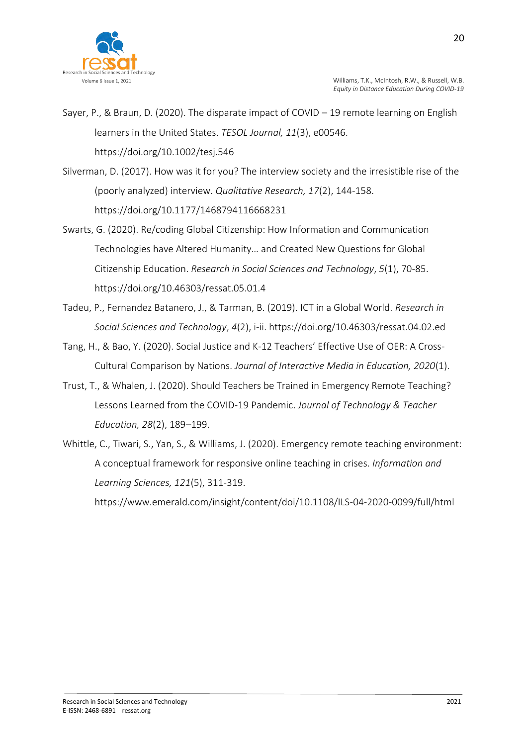Sayer, P., & Braun, D. (2020). The disparate impact of COVID – 19 remote learning on English learners in the United States. *TESOL Journal, 11*(3), e00546. https://doi.org/10.1002/tesj.546

Silverman, D. (2017). How was it for you? The interview society and the irresistible rise of the (poorly analyzed) interview. *Qualitative Research, 17*(2), 144-158. https://doi.org/10.1177/1468794116668231

Swarts, G. (2020). Re/coding Global Citizenship: How Information and Communication Technologies have Altered Humanity… and Created New Questions for Global Citizenship Education. *Research in Social Sciences and Technology*, *5*(1), 70-85. https://doi.org/10.46303/ressat.05.01.4

Tadeu, P., Fernandez Batanero, J., & Tarman, B. (2019). ICT in a Global World. *Research in Social Sciences and Technology*, *4*(2), i-ii. https://doi.org/10.46303/ressat.04.02.ed

Tang, H., & Bao, Y. (2020). Social Justice and K-12 Teachers' Effective Use of OER: A Cross-Cultural Comparison by Nations. *Journal of Interactive Media in Education, 2020*(1).

Trust, T., & Whalen, J. (2020). Should Teachers be Trained in Emergency Remote Teaching? Lessons Learned from the COVID-19 Pandemic. *Journal of Technology & Teacher Education, 28*(2), 189–199.

Whittle, C., Tiwari, S., Yan, S., & Williams, J. (2020). Emergency remote teaching environment: A conceptual framework for responsive online teaching in crises. *Information and Learning Sciences, 121*(5), 311-319. https://www.emerald.com/insight/content/doi/10.1108/ILS-04-2020-0099/full/html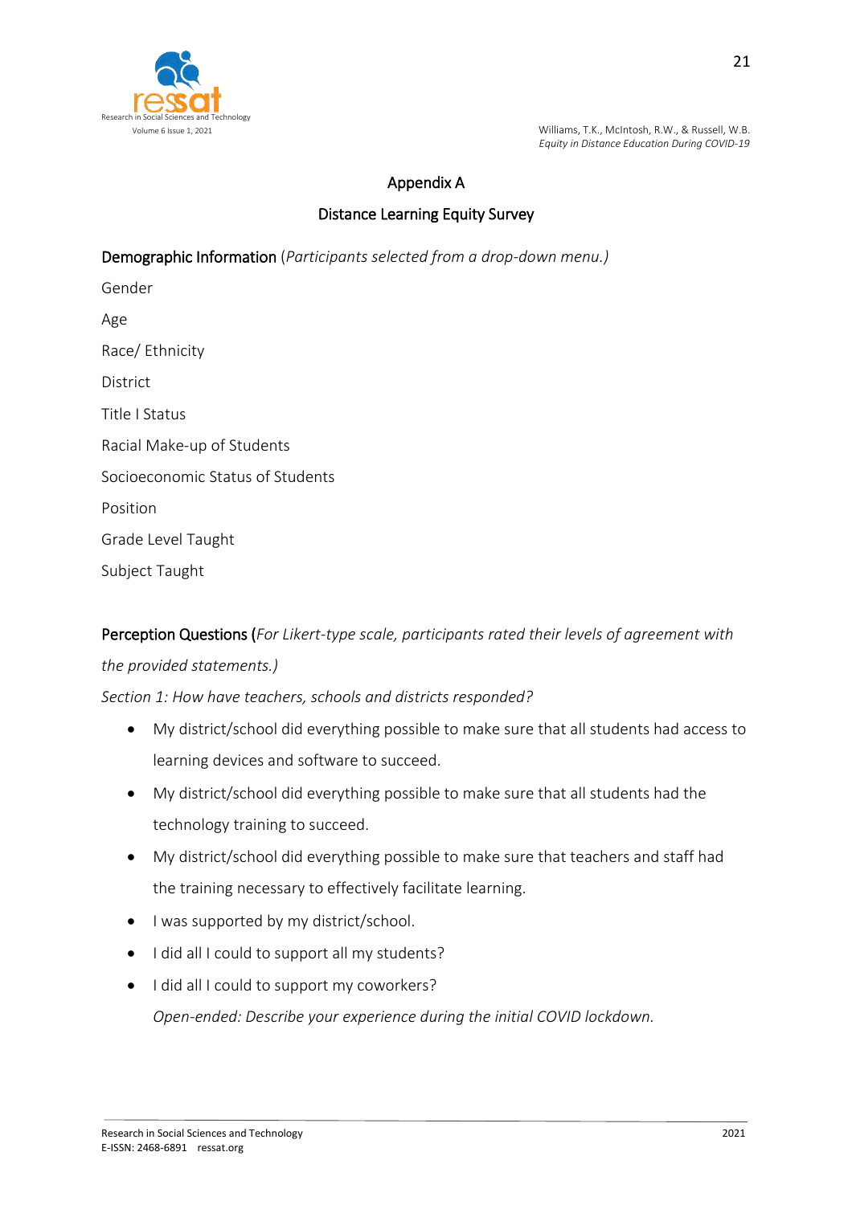## Appendix A

### Distance Learning Equity Survey

Demographic Information (*Participants selected from a drop-down menu.)*

Gender

Age

Race/ Ethnicity

District

Title I Status

Racial Make-up of Students

Socioeconomic Status of Students

Position

Grade Level Taught

Subject Taught

Perception Questions (*For Likert-type scale, participants rated their levels of agreement with the provided statements.)*

*Section 1: How have teachers, schools and districts responded?*

- My district/school did everything possible to make sure that all students had access to learning devices and software to succeed.
- My district/school did everything possible to make sure that all students had the technology training to succeed.
- My district/school did everything possible to make sure that teachers and staff had the training necessary to effectively facilitate learning.
- I was supported by my district/school.
- I did all I could to support all my students?
- I did all I could to support my coworkers?

  *Open-ended: Describe your experience during the initial COVID lockdown.*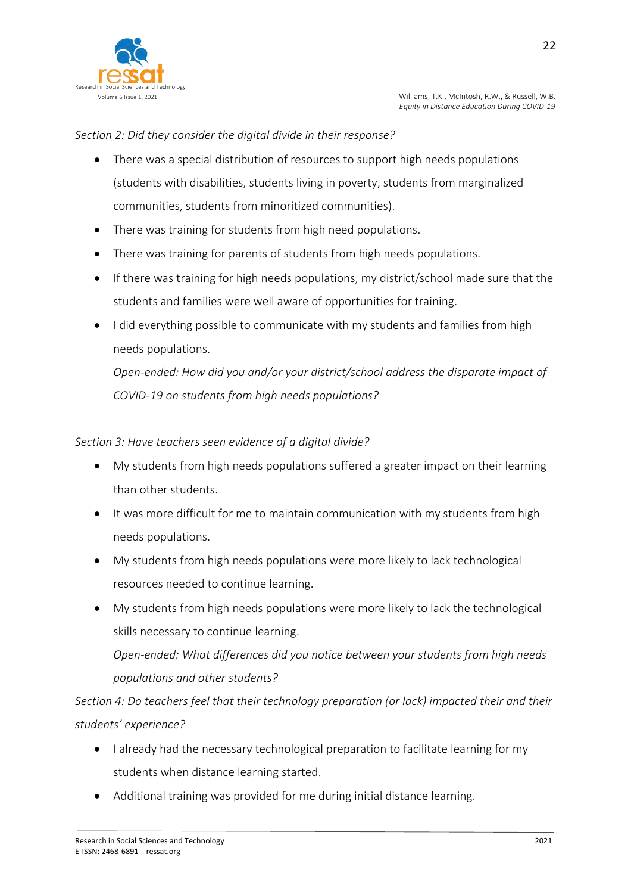*Section 2: Did they consider the digital divide in their response?*

- There was a special distribution of resources to support high needs populations (students with disabilities, students living in poverty, students from marginalized communities, students from minoritized communities).
- There was training for students from high need populations.
- There was training for parents of students from high needs populations.
- If there was training for high needs populations, my district/school made sure that the students and families were well aware of opportunities for training.
- I did everything possible to communicate with my students and families from high needs populations.

  *Open-ended: How did you and/or your district/school address the disparate impact of COVID-19 on students from high needs populations?*

*Section 3: Have teachers seen evidence of a digital divide?*

- My students from high needs populations suffered a greater impact on their learning than other students.
- It was more difficult for me to maintain communication with my students from high needs populations.
- My students from high needs populations were more likely to lack technological resources needed to continue learning.
- My students from high needs populations were more likely to lack the technological skills necessary to continue learning.

  *Open-ended: What differences did you notice between your students from high needs populations and other students?*

*Section 4: Do teachers feel that their technology preparation (or lack) impacted their and their students' experience?*

- I already had the necessary technological preparation to facilitate learning for my students when distance learning started.
- Additional training was provided for me during initial distance learning.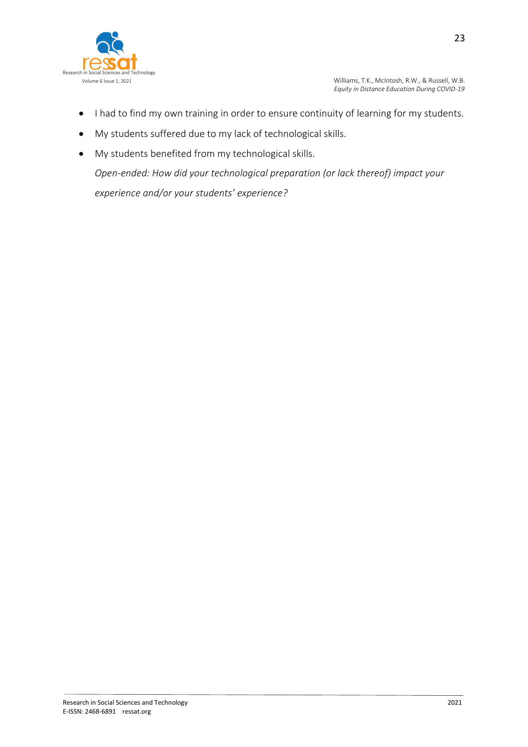- I had to find my own training in order to ensure continuity of learning for my students.
- My students suffered due to my lack of technological skills.
- My students benefited from my technological skills.

  *Open-ended: How did your technological preparation (or lack thereof) impact your experience and/or your students' experience?*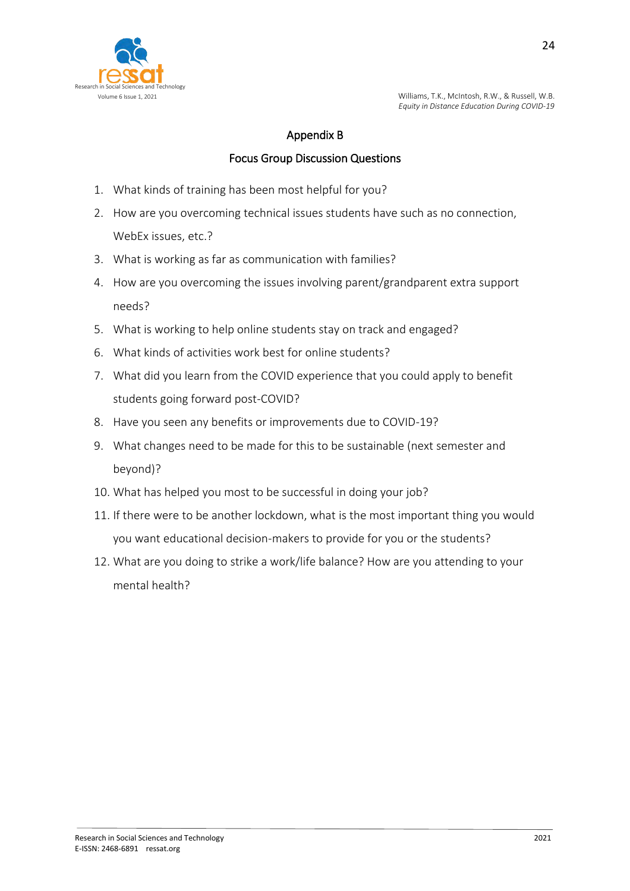## Appendix B

### Focus Group Discussion Questions

1. What kinds of training has been most helpful for you?
2. How are you overcoming technical issues students have such as no connection, WebEx issues, etc.?
3. What is working as far as communication with families?
4. How are you overcoming the issues involving parent/grandparent extra support needs?
5. What is working to help online students stay on track and engaged?
6. What kinds of activities work best for online students?
7. What did you learn from the COVID experience that you could apply to benefit students going forward post-COVID?
8. Have you seen any benefits or improvements due to COVID-19?
9. What changes need to be made for this to be sustainable (next semester and beyond)?
10. What has helped you most to be successful in doing your job?
11. If there were to be another lockdown, what is the most important thing you would you want educational decision-makers to provide for you or the students?
12. What are you doing to strike a work/life balance? How are you attending to your mental health?